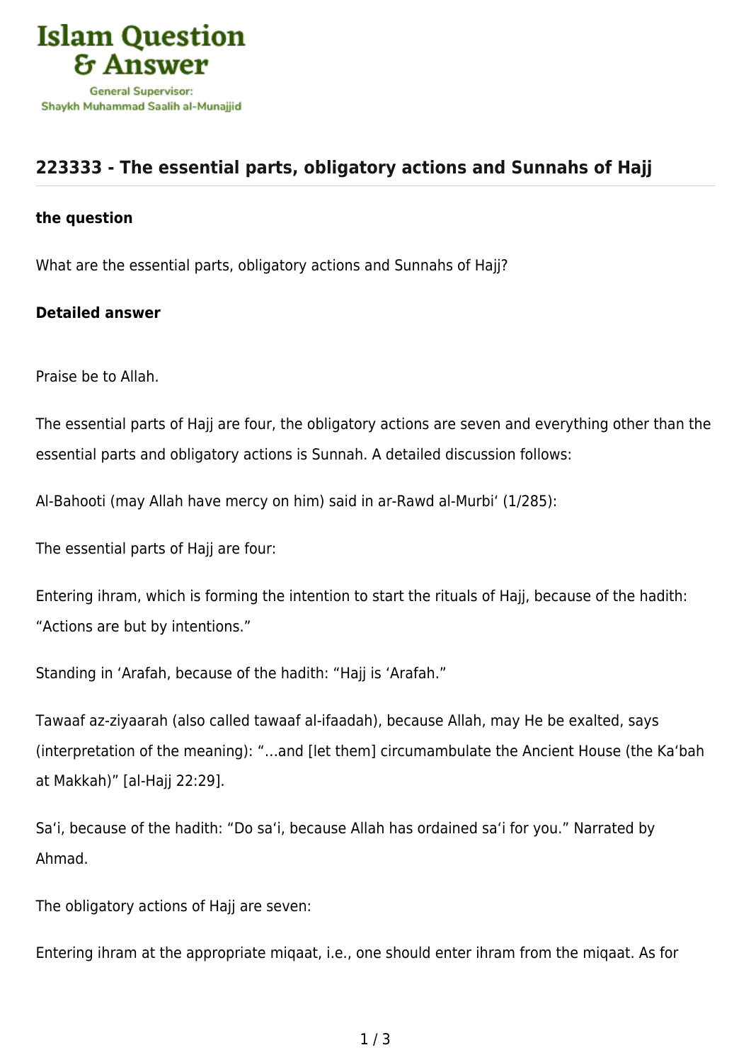# 223333 - The essential parts, obligatory actions and Sunnahs of Hajj

### the question

What are the essential parts, obligatory actions and Sunnahs of Hajj?

### Detailed answer

Praise be to Allah.

The essential parts of Hajj are four, the obligatory actions are seven and everything other than the essential parts and obligatory actions is Sunnah. A detailed discussion follows:

Al-Bahooti (may Allah have mercy on him) said in ar-Rawd al-Murbi‘ (1/285):

The essential parts of Hajj are four:

Entering ihram, which is forming the intention to start the rituals of Hajj, because of the hadith: “Actions are but by intentions.”

Standing in ‘Arafah, because of the hadith: “Hajj is ‘Arafah.”

Tawaaf az-ziyaarah (also called tawaaf al-ifaadah), because Allah, may He be exalted, says (interpretation of the meaning): “…and [let them] circumambulate the Ancient House (the Ka‘bah at Makkah)” [al-Hajj 22:29].

Sa‘i, because of the hadith: “Do sa‘i, because Allah has ordained sa‘i for you.” Narrated by Ahmad.

The obligatory actions of Hajj are seven:

Entering ihram at the appropriate miqaat, i.e., one should enter ihram from the miqaat. As for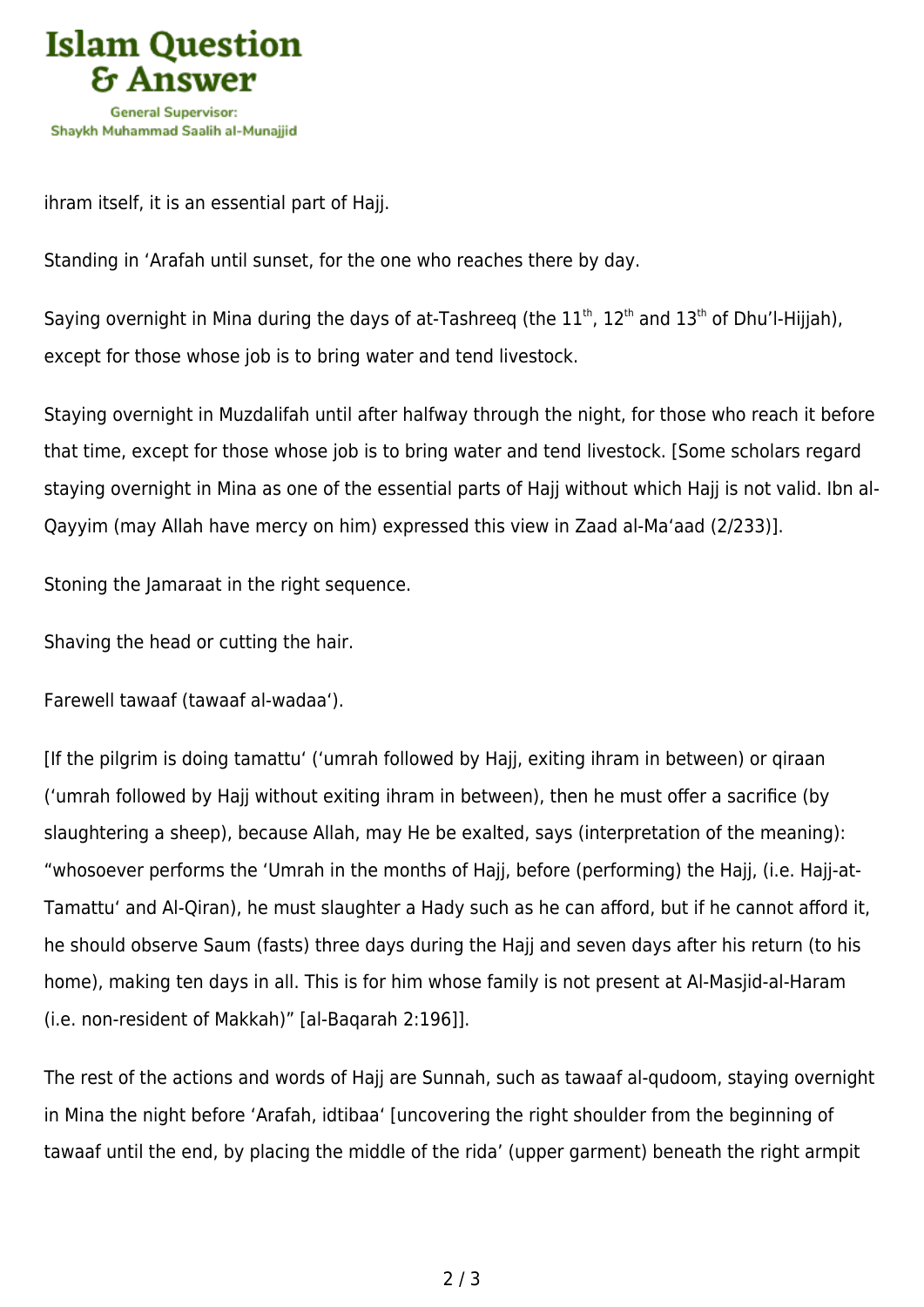ihram itself, it is an essential part of Hajj.

Standing in ‘Arafah until sunset, for the one who reaches there by day.

Saying overnight in Mina during the days of at-Tashreeq (the 11th, 12th and 13th of Dhu’l-Hijjah), except for those whose job is to bring water and tend livestock.

Staying overnight in Muzdalifah until after halfway through the night, for those who reach it before that time, except for those whose job is to bring water and tend livestock. [Some scholars regard staying overnight in Mina as one of the essential parts of Hajj without which Hajj is not valid. Ibn al-Qayyim (may Allah have mercy on him) expressed this view in Zaad al-Ma‘aad (2/233)].

Stoning the Jamaraat in the right sequence.

Shaving the head or cutting the hair.

Farewell tawaaf (tawaaf al-wadaa‘).

[If the pilgrim is doing tamattu‘ (‘umrah followed by Hajj, exiting ihram in between) or qiraan (‘umrah followed by Hajj without exiting ihram in between), then he must offer a sacrifice (by slaughtering a sheep), because Allah, may He be exalted, says (interpretation of the meaning): “whosoever performs the ‘Umrah in the months of Hajj, before (performing) the Hajj, (i.e. Hajj-at-Tamattu‘ and Al-Qiran), he must slaughter a Hady such as he can afford, but if he cannot afford it, he should observe Saum (fasts) three days during the Hajj and seven days after his return (to his home), making ten days in all. This is for him whose family is not present at Al-Masjid-al-Haram (i.e. non-resident of Makkah)” [al-Baqarah 2:196]].

The rest of the actions and words of Hajj are Sunnah, such as tawaaf al-qudoom, staying overnight in Mina the night before ‘Arafah, idtibaa‘ [uncovering the right shoulder from the beginning of tawaaf until the end, by placing the middle of the rida’ (upper garment) beneath the right armpit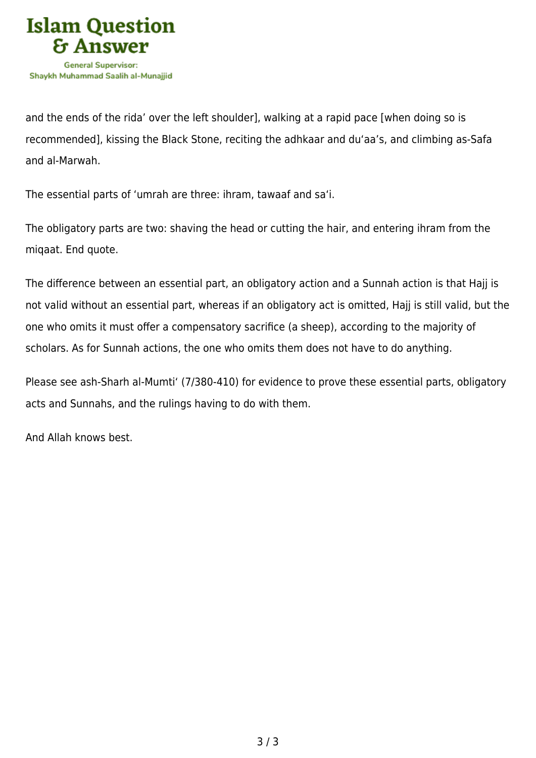and the ends of the rida' over the left shoulder], walking at a rapid pace [when doing so is recommended], kissing the Black Stone, reciting the adhkaar and du'aa's, and climbing as-Safa and al-Marwah.

The essential parts of 'umrah are three: ihram, tawaaf and sa'i.

The obligatory parts are two: shaving the head or cutting the hair, and entering ihram from the miqaat. End quote.

The difference between an essential part, an obligatory action and a Sunnah action is that Hajj is not valid without an essential part, whereas if an obligatory act is omitted, Hajj is still valid, but the one who omits it must offer a compensatory sacrifice (a sheep), according to the majority of scholars. As for Sunnah actions, the one who omits them does not have to do anything.

Please see ash-Sharh al-Mumti' (7/380-410) for evidence to prove these essential parts, obligatory acts and Sunnahs, and the rulings having to do with them.

And Allah knows best.